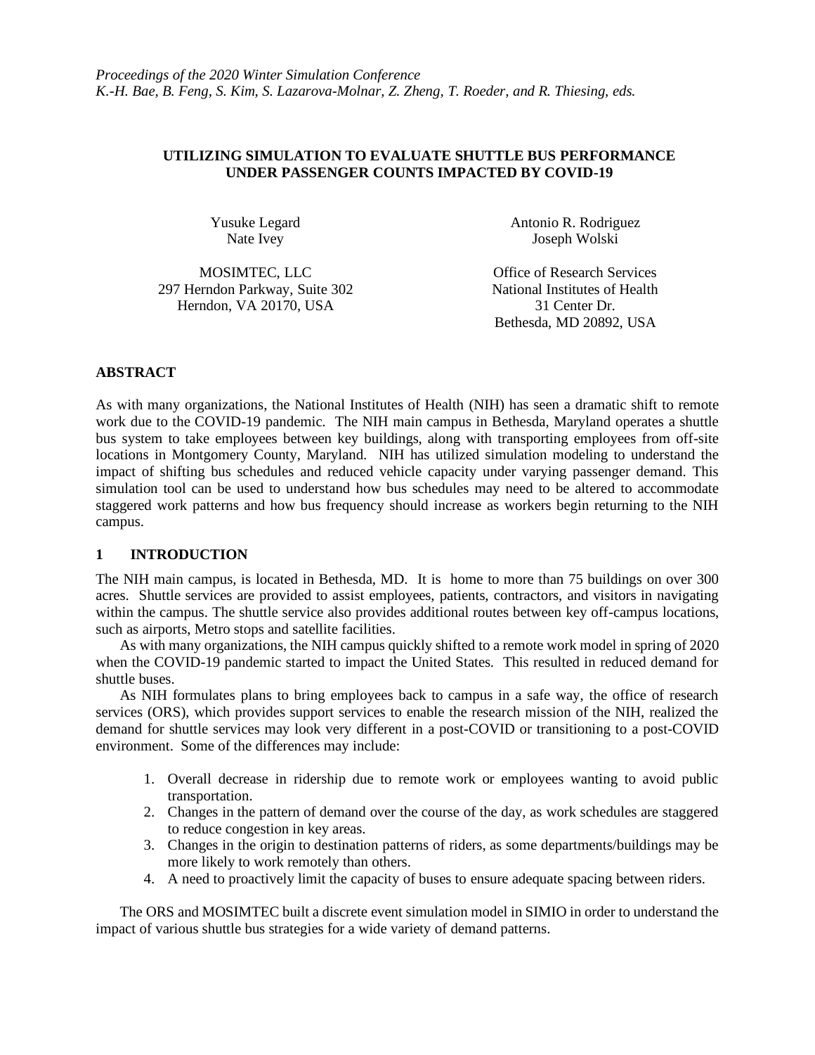*Proceedings of the 2020 Winter Simulation Conference*
*K.-H. Bae, B. Feng, S. Kim, S. Lazarova-Molnar, Z. Zheng, T. Roeder, and R. Thiesing, eds.*

# UTILIZING SIMULATION TO EVALUATE SHUTTLE BUS PERFORMANCE UNDER PASSENGER COUNTS IMPACTED BY COVID-19

Yusuke Legard
Nate Ivey

MOSIMTEC, LLC
297 Herndon Parkway, Suite 302
Herndon, VA 20170, USA

Antonio R. Rodriguez
Joseph Wolski

Office of Research Services
National Institutes of Health
31 Center Dr.
Bethesda, MD 20892, USA

## ABSTRACT

As with many organizations, the National Institutes of Health (NIH) has seen a dramatic shift to remote work due to the COVID-19 pandemic. The NIH main campus in Bethesda, Maryland operates a shuttle bus system to take employees between key buildings, along with transporting employees from off-site locations in Montgomery County, Maryland. NIH has utilized simulation modeling to understand the impact of shifting bus schedules and reduced vehicle capacity under varying passenger demand. This simulation tool can be used to understand how bus schedules may need to be altered to accommodate staggered work patterns and how bus frequency should increase as workers begin returning to the NIH campus.

## 1 INTRODUCTION

The NIH main campus, is located in Bethesda, MD. It is home to more than 75 buildings on over 300 acres. Shuttle services are provided to assist employees, patients, contractors, and visitors in navigating within the campus. The shuttle service also provides additional routes between key off-campus locations, such as airports, Metro stops and satellite facilities.

As with many organizations, the NIH campus quickly shifted to a remote work model in spring of 2020 when the COVID-19 pandemic started to impact the United States. This resulted in reduced demand for shuttle buses.

As NIH formulates plans to bring employees back to campus in a safe way, the office of research services (ORS), which provides support services to enable the research mission of the NIH, realized the demand for shuttle services may look very different in a post-COVID or transitioning to a post-COVID environment. Some of the differences may include:

1. Overall decrease in ridership due to remote work or employees wanting to avoid public transportation.
2. Changes in the pattern of demand over the course of the day, as work schedules are staggered to reduce congestion in key areas.
3. Changes in the origin to destination patterns of riders, as some departments/buildings may be more likely to work remotely than others.
4. A need to proactively limit the capacity of buses to ensure adequate spacing between riders.

The ORS and MOSIMTEC built a discrete event simulation model in SIMIO in order to understand the impact of various shuttle bus strategies for a wide variety of demand patterns.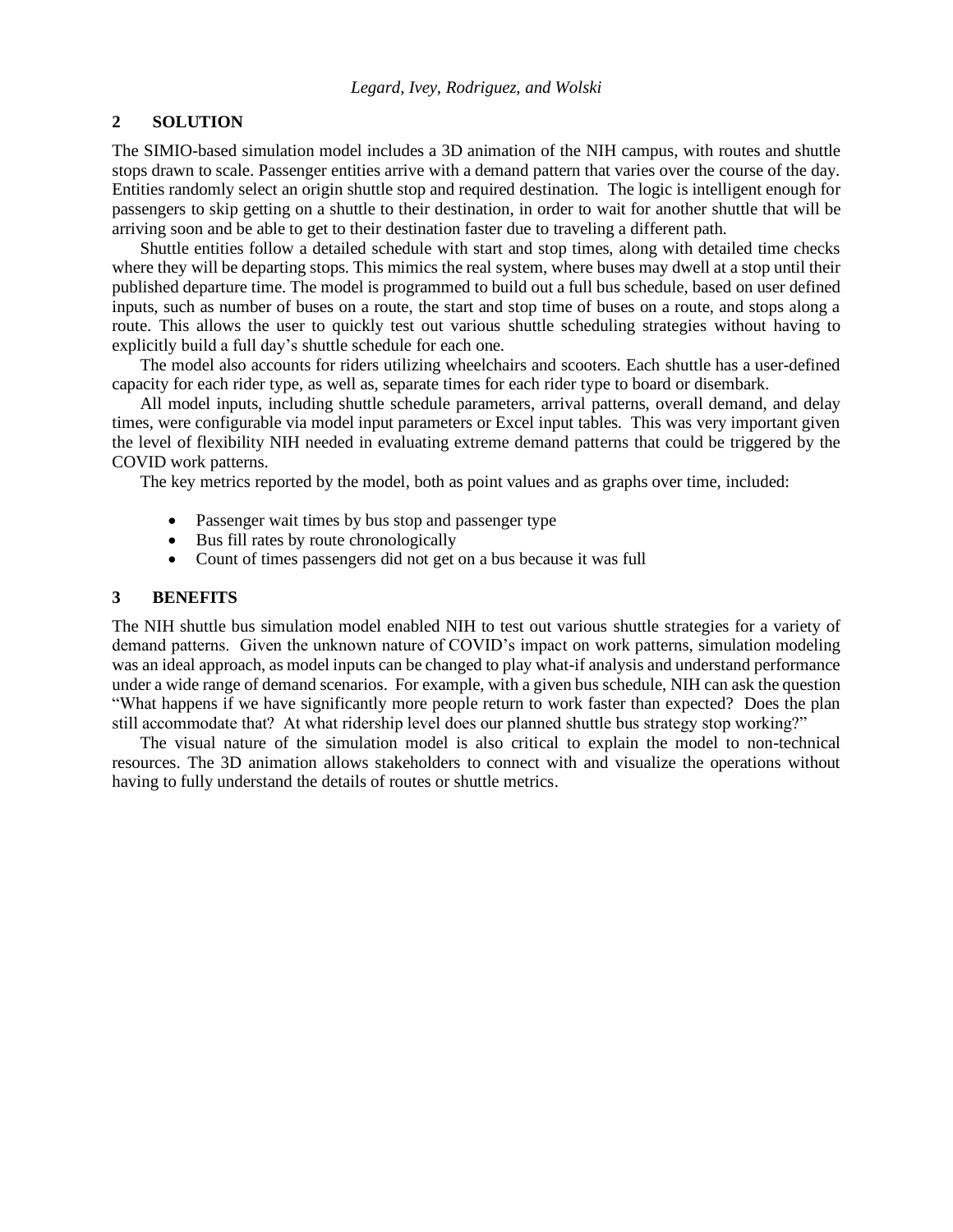## 2 SOLUTION

The SIMIO-based simulation model includes a 3D animation of the NIH campus, with routes and shuttle stops drawn to scale. Passenger entities arrive with a demand pattern that varies over the course of the day. Entities randomly select an origin shuttle stop and required destination. The logic is intelligent enough for passengers to skip getting on a shuttle to their destination, in order to wait for another shuttle that will be arriving soon and be able to get to their destination faster due to traveling a different path.

Shuttle entities follow a detailed schedule with start and stop times, along with detailed time checks where they will be departing stops. This mimics the real system, where buses may dwell at a stop until their published departure time. The model is programmed to build out a full bus schedule, based on user defined inputs, such as number of buses on a route, the start and stop time of buses on a route, and stops along a route. This allows the user to quickly test out various shuttle scheduling strategies without having to explicitly build a full day's shuttle schedule for each one.

The model also accounts for riders utilizing wheelchairs and scooters. Each shuttle has a user-defined capacity for each rider type, as well as, separate times for each rider type to board or disembark.

All model inputs, including shuttle schedule parameters, arrival patterns, overall demand, and delay times, were configurable via model input parameters or Excel input tables. This was very important given the level of flexibility NIH needed in evaluating extreme demand patterns that could be triggered by the COVID work patterns.

The key metrics reported by the model, both as point values and as graphs over time, included:

- Passenger wait times by bus stop and passenger type
- Bus fill rates by route chronologically
- Count of times passengers did not get on a bus because it was full

## 3 BENEFITS

The NIH shuttle bus simulation model enabled NIH to test out various shuttle strategies for a variety of demand patterns. Given the unknown nature of COVID's impact on work patterns, simulation modeling was an ideal approach, as model inputs can be changed to play what-if analysis and understand performance under a wide range of demand scenarios. For example, with a given bus schedule, NIH can ask the question "What happens if we have significantly more people return to work faster than expected? Does the plan still accommodate that? At what ridership level does our planned shuttle bus strategy stop working?"

The visual nature of the simulation model is also critical to explain the model to non-technical resources. The 3D animation allows stakeholders to connect with and visualize the operations without having to fully understand the details of routes or shuttle metrics.